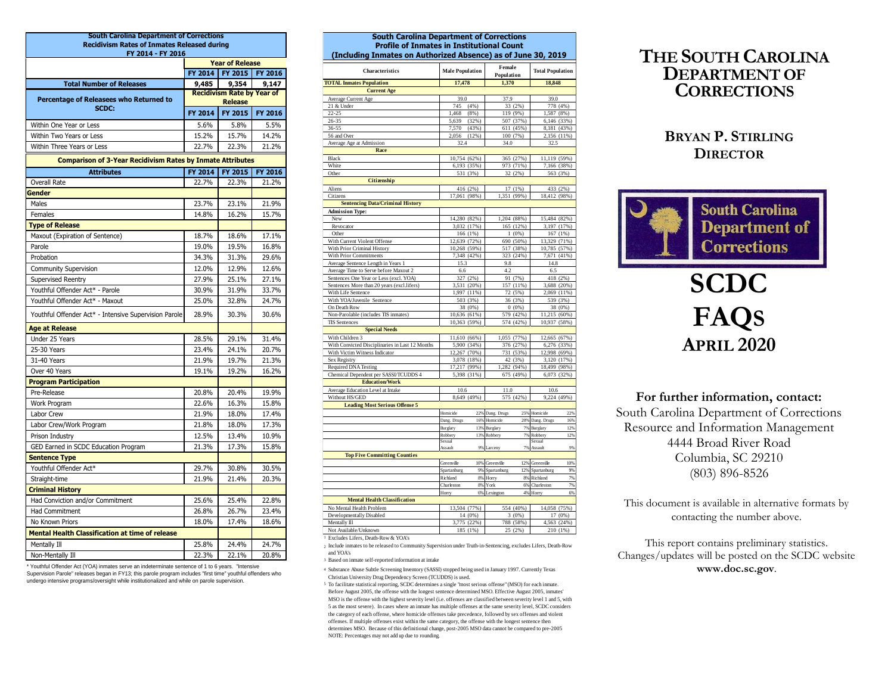## South Carolina Department of Corrections
### Recidivism Rates of Inmates Released during FY 2014 - FY 2016

| | Year of Release | | |
|---|---|---|---|
| | FY 2014 | FY 2015 | FY 2016 |
| **Total Number of Releases** | 9,485 | 9,354 | 9,147 |
| **Percentage of Releasees who Returned to SCDC:** | **Recidivism Rate by Year of Release** | | |
| | FY 2014 | FY 2015 | FY 2016 |
| Within One Year or Less | 5.6% | 5.8% | 5.5% |
| Within Two Years or Less | 15.2% | 15.7% | 14.2% |
| Within Three Years or Less | 22.7% | 22.3% | 21.2% |

### Comparison of 3-Year Recidivism Rates by Inmate Attributes

| Attributes | FY 2014 | FY 2015 | FY 2016 |
|---|---|---|---|
| Overall Rate | 22.7% | 22.3% | 21.2% |
| **Gender** | | | |
| Males | 23.7% | 23.1% | 21.9% |
| Females | 14.8% | 16.2% | 15.7% |
| **Type of Release** | | | |
| Maxout (Expiration of Sentence) | 18.7% | 18.6% | 17.1% |
| Parole | 19.0% | 19.5% | 16.8% |
| Probation | 34.3% | 31.3% | 29.6% |
| Community Supervision | 12.0% | 12.9% | 12.6% |
| Supervised Reentry | 27.9% | 25.1% | 27.1% |
| Youthful Offender Act* - Parole | 30.9% | 31.9% | 33.7% |
| Youthful Offender Act* - Maxout | 25.0% | 32.8% | 24.7% |
| Youthful Offender Act* - Intensive Supervision Parole | 28.9% | 30.3% | 30.6% |
| **Age at Release** | | | |
| Under 25 Years | 28.5% | 29.1% | 31.4% |
| 25-30 Years | 23.4% | 24.1% | 20.7% |
| 31-40 Years | 21.9% | 19.7% | 21.3% |
| Over 40 Years | 19.1% | 19.2% | 16.2% |
| **Program Participation** | | | |
| Pre-Release | 20.8% | 20.4% | 19.9% |
| Work Program | 22.6% | 16.3% | 15.8% |
| Labor Crew | 21.9% | 18.0% | 17.4% |
| Labor Crew/Work Program | 21.8% | 18.0% | 17.3% |
| Prison Industry | 12.5% | 13.4% | 10.9% |
| GED Earned in SCDC Education Program | 21.3% | 17.3% | 15.8% |
| **Sentence Type** | | | |
| Youthful Offender Act* | 29.7% | 30.8% | 30.5% |
| Straight-time | 21.9% | 21.4% | 20.3% |
| **Criminal History** | | | |
| Had Conviction and/or Commitment | 25.6% | 25.4% | 22.8% |
| Had Commitment | 26.8% | 26.7% | 23.4% |
| No Known Priors | 18.0% | 17.4% | 18.6% |
| **Mental Health Classification at time of release** | | | |
| Mentally Ill | 25.8% | 24.4% | 24.7% |
| Non-Mentally Ill | 22.3% | 22.1% | 20.8% |

\* Youthful Offender Act (YOA) inmates serve an indeterminate sentence of 1 to 6 years. "Intensive Supervision Parole" releases began in FY13; this parole program includes "first time" youthful offenders who undergo intensive programs/oversight while institutionalized and while on parole supervision.

## South Carolina Department of Corrections
### Profile of Inmates in Institutional Count (Including Inmates on Authorized Absence) as of June 30, 2019

| Characteristics | Male Population | Female Population | Total Population |
|---|---|---|---|
| **TOTAL Inmates Population** | 17,478 | 1,370 | 18,848 |
| **Current Age** | | | |
| Average Current Age | 39.0 | 37.9 | 39.0 |
| 21 & Under | 745 (4%) | 33 (2%) | 778 (4%) |
| 22-25 | 1,468 (8%) | 119 (9%) | 1,587 (8%) |
| 26-35 | 5,639 (32%) | 507 (37%) | 6,146 (33%) |
| 36-55 | 7,570 (43%) | 611 (45%) | 8,181 (43%) |
| 56 and Over | 2,056 (12%) | 100 (7%) | 2,156 (11%) |
| Average Age at Admission | 32.4 | 34.0 | 32.5 |
| **Race** | | | |
| Black | 10,754 (62%) | 365 (27%) | 11,119 (59%) |
| White | 6,193 (35%) | 973 (71%) | 7,166 (38%) |
| Other | 531 (3%) | 32 (2%) | 563 (3%) |
| **Citizenship** | | | |
| Aliens | 416 (2%) | 17 (1%) | 433 (2%) |
| Citizens | 17,061 (98%) | 1,351 (99%) | 18,412 (98%) |
| **Sentencing Data/Criminal History** | | | |
| **Admission Type:** | | | |
| New | 14,280 (82%) | 1,204 (88%) | 15,484 (82%) |
| Revocator | 3,032 (17%) | 165 (12%) | 3,197 (17%) |
| Other | 166 (1%) | 1 (0%) | 167 (1%) |
| With Current Violent Offense | 12,639 (72%) | 690 (50%) | 13,329 (71%) |
| With Prior Criminal History | 10,268 (59%) | 517 (38%) | 10,785 (57%) |
| With Prior Commitments | 7,348 (42%) | 323 (24%) | 7,671 (41%) |
| Average Sentence Length in Years 1 | 15.3 | 9.8 | 14.8 |
| Average Time to Serve before Maxout 2 | 6.6 | 4.2 | 6.5 |
| Sentences One Year or Less (excl. YOA) | 327 (2%) | 91 (7%) | 418 (2%) |
| Sentences More than 20 years (excl.lifers) | 3,531 (20%) | 157 (11%) | 3,688 (20%) |
| With Life Sentence | 1,997 (11%) | 72 (5%) | 2,069 (11%) |
| With YOA/Juvenile Sentence | 503 (3%) | 36 (3%) | 539 (3%) |
| On Death Row | 38 (0%) | 0 (0%) | 38 (0%) |
| Non-Parolable (includes TIS inmates) | 10,636 (61%) | 579 (42%) | 11,215 (60%) |
| TIS Sentences | 10,363 (59%) | 574 (42%) | 10,937 (58%) |
| **Special Needs** | | | |
| With Children 3 | 11,610 (66%) | 1,055 (77%) | 12,665 (67%) |
| With Convicted Disciplinaries in Last 12 Months | 5,900 (34%) | 376 (27%) | 6,276 (33%) |
| With Victim Witness Indicator | 12,267 (70%) | 731 (53%) | 12,998 (69%) |
| Sex Registry | 3,078 (18%) | 42 (3%) | 3,120 (17%) |
| Required DNA Testing | 17,217 (99%) | 1,282 (94%) | 18,499 (98%) |
| Chemical Dependent per SASSI/TCUDDS 4 | 5,398 (31%) | 675 (49%) | 6,073 (32%) |
| **Education/Work** | | | |
| Average Education Level at Intake | 10.6 | 11.0 | 10.6 |
| Without HS/GED | 8,649 (49%) | 575 (42%) | 9,224 (49%) |
| **Leading Most Serious Offense 5** | | | |
| | Homicide 22% | Dang. Drugs 25% | Homicide 22% |
| | Dang. Drugs 16% | Homicide 20% | Dang. Drugs 16% |
| | Burglary 13% | Burglary 7% | Burglary 12% |
| | Robbery 13% | Robbery 7% | Robbery 12% |
| | Sexual Assault 9% | Larceny 7% | Sexual Assault 9% |
| **Top Five Committing Counties** | | | |
| | Greenville 10% | Greenville 12% | Greenville 10% |
| | Spartanburg 9% | Spartanburg 12% | Spartanburg 9% |
| | Richland 8% | Horry 8% | Richland 7% |
| | Charleston 8% | York 6% | Charleston 7% |
| | Horry 6% | Lexington 4% | Horry 6% |
| **Mental Health Classification** | | | |
| No Mental Health Problem | 13,504 (77%) | 554 (40%) | 14,058 (75%) |
| Developmentally Disabled | 14 (0%) | 3 (0%) | 17 (0%) |
| Mentally Ill | 3,775 (22%) | 788 (58%) | 4,563 (24%) |
| Not Available/Unknown | 185 (1%) | 25 (2%) | 210 (1%) |

1 Excludes Lifers, Death-Row & YOA's

2 Include inmates to be released to Community Supervision under Truth-in-Sentencing, excludes Lifers, Death-Row and YOA's

3 Based on inmate self-reported information at intake

4 Substance Abuse Subtle Screening Inventory (SASSI) stopped being used in January 1997. Currently Texas Christian University Drug Dependency Screen (TCUDDS) is used.

5 To facilitate statistical reporting, SCDC determines a single "most serious offense" (MSO) for each inmate. Before August 2005, the offense with the longest sentence determined MSO. Effective August 2005, inmates' MSO is the offense with the highest severity level (i.e. offenses are classified between severity level 1 and 5, with 5 as the most severe). In cases where an inmate has multiple offenses at the same severity level, SCDC considers the category of each offense, where homicide offenses take precedence, followed by sex offenses and violent offenses. If multiple offenses exist within the same category, the offense with the longest sentence then determines MSO. Because of this definitional change, post-2005 MSO data cannot be compared to pre-2005

NOTE: Percentages may not add up due to rounding.

# THE SOUTH CAROLINA DEPARTMENT OF CORRECTIONS

## BRYAN P. STIRLING
## DIRECTOR

South Carolina Department of Corrections

# SCDC FAQS
## APRIL 2020

**For further information, contact:**

South Carolina Department of Corrections
Resource and Information Management
4444 Broad River Road
Columbia, SC 29210
(803) 896-8526

This document is available in alternative formats by contacting the number above.

This report contains preliminary statistics. Changes/updates will be posted on the SCDC website **www.doc.sc.gov**.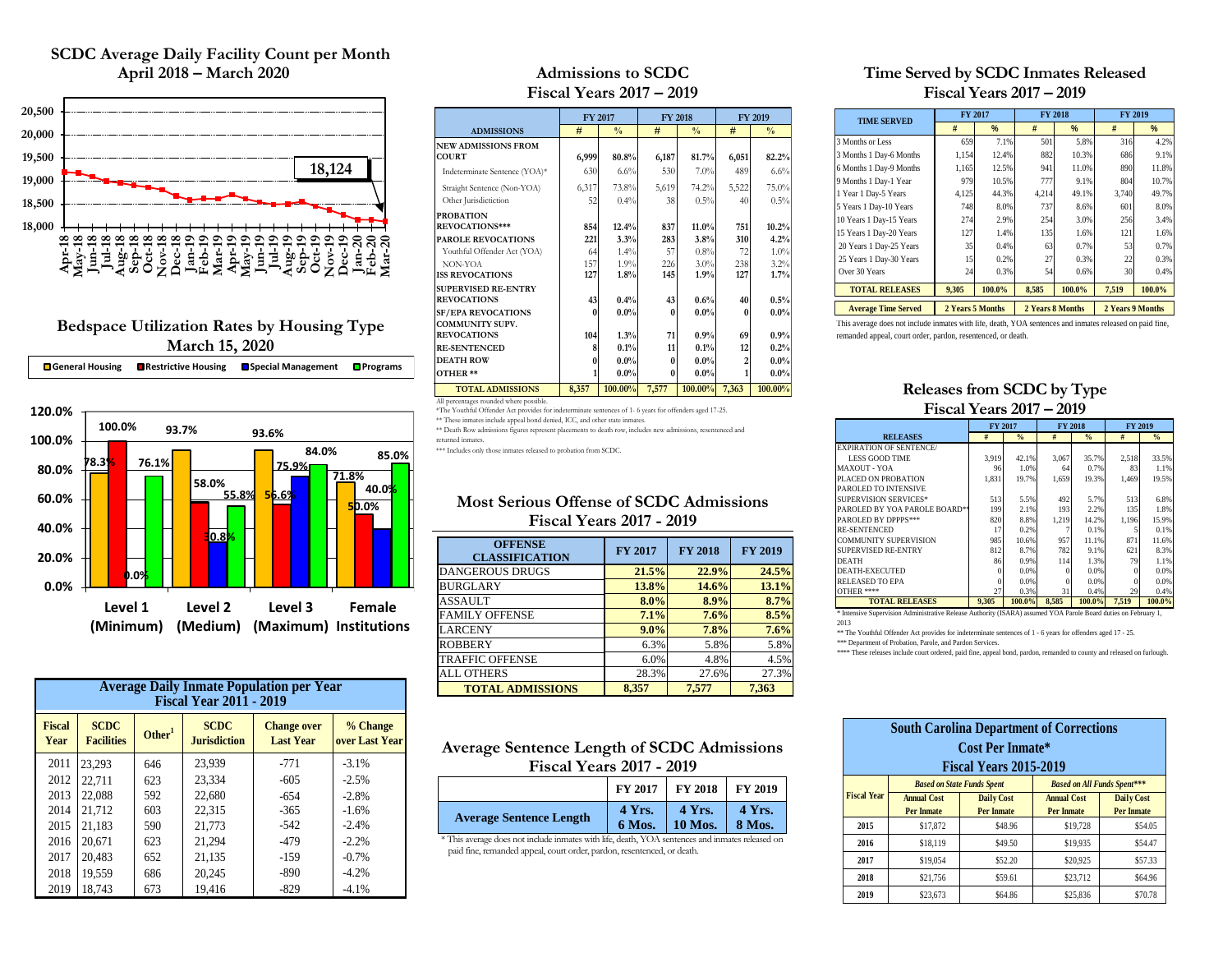## SCDC Average Daily Facility Count per Month April 2018 – March 2020

20,500
20,000
19,500
19,000
18,500
18,000

18,124

Apr-18 May-18 Jun-18 Jul-18 Aug-18 Sep-18 Oct-18 Nov-18 Dec-18 Jan-19 Feb-19 Mar-19 Apr-19 May-19 Jun-19 Jul-19 Aug-19 Sep-19 Oct-19 Nov-19 Dec-19 Jan-20 Feb-20 Mar-20

## Bedspace Utilization Rates by Housing Type March 15, 2020

General Housing | Restrictive Housing | Special Management | Programs

120.0%
100.0%
80.0%
60.0%
40.0%
20.0%
0.0%

78.3% 100.0% 0.0% 76.1%
93.7% 58.0% 30.8% 55.8%
93.6% 56.6% 75.9% 84.0%
71.8% 50.0% 40.0% 85.0%

Level 1 (Minimum) | Level 2 (Medium) | Level 3 (Maximum) | Female Institutions

## Average Daily Inmate Population per Year Fiscal Year 2011 - 2019

| Fiscal Year | SCDC Facilities | Other[1] | SCDC Jurisdiction | Change over Last Year | % Change over Last Year |
|---|---|---|---|---|---|
| 2011 | 23,293 | 646 | 23,939 | -771 | -3.1% |
| 2012 | 22,711 | 623 | 23,334 | -605 | -2.5% |
| 2013 | 22,088 | 592 | 22,680 | -654 | -2.8% |
| 2014 | 21,712 | 603 | 22,315 | -365 | -1.6% |
| 2015 | 21,183 | 590 | 21,773 | -542 | -2.4% |
| 2016 | 20,671 | 623 | 21,294 | -479 | -2.2% |
| 2017 | 20,483 | 652 | 21,135 | -159 | -0.7% |
| 2018 | 19,559 | 686 | 20,245 | -890 | -4.2% |
| 2019 | 18,743 | 673 | 19,416 | -829 | -4.1% |

## Admissions to SCDC Fiscal Years 2017 – 2019

| ADMISSIONS | FY 2017 # | FY 2017 % | FY 2018 # | FY 2018 % | FY 2019 # | FY 2019 % |
|---|---|---|---|---|---|---|
| **NEW ADMISSIONS FROM COURT** | **6,999** | **80.8%** | **6,187** | **81.7%** | **6,051** | **82.2%** |
| Indeterminate Sentence (YOA)* | 630 | 6.6% | 530 | 7.0% | 489 | 6.6% |
| Straight Sentence (Non-YOA) | 6,317 | 73.8% | 5,619 | 74.2% | 5,522 | 75.0% |
| Other Jurisdiction | 52 | 0.4% | 38 | 0.5% | 40 | 0.5% |
| **PROBATION REVOCATIONS*** ** | **854** | **12.4%** | **837** | **11.0%** | **751** | **10.2%** |
| **PAROLE REVOCATIONS** | **221** | **3.3%** | **283** | **3.8%** | **310** | **4.2%** |
| Youthful Offender Act (YOA) | 64 | 1.4% | 57 | 0.8% | 72 | 1.0% |
| NON-YOA | 157 | 1.9% | 226 | 3.0% | 238 | 3.2% |
| **ISS REVOCATIONS** | **127** | **1.8%** | **145** | **1.9%** | **127** | **1.7%** |
| **SUPERVISED RE-ENTRY REVOCATIONS** | **43** | **0.4%** | **43** | **0.6%** | **40** | **0.5%** |
| **SF/EPA REVOCATIONS** | **0** | **0.0%** | **0** | **0.0%** | **0** | **0.0%** |
| **COMMUNITY SUPV. REVOCATIONS** | **104** | **1.3%** | **71** | **0.9%** | **69** | **0.9%** |
| **RE-SENTENCED** | **8** | **0.1%** | **11** | **0.1%** | **12** | **0.2%** |
| **DEATH ROW** | **0** | **0.0%** | **0** | **0.0%** | **2** | **0.0%** |
| **OTHER **** | **1** | **0.0%** | **0** | **0.0%** | **1** | **0.0%** |
| **TOTAL ADMISSIONS** | **8,357** | **100.00%** | **7,577** | **100.00%** | **7,363** | **100.00%** |

All percentages rounded where possible.

*The Youthful Offender Act provides for indeterminate sentences of 1- 6 years for offenders aged 17-25.

** These inmates include appeal bond denied, ICC, and other state inmates.

** Death Row admissions figures represent placements to death row, includes new admissions, resentenced and returned inmates.

*** Includes only those inmates released to probation from SCDC.

## Most Serious Offense of SCDC Admissions Fiscal Years 2017 - 2019

| OFFENSE CLASSIFICATION | FY 2017 | FY 2018 | FY 2019 |
|---|---|---|---|
| DANGEROUS DRUGS | **21.5%** | **22.9%** | **24.5%** |
| BURGLARY | **13.8%** | **14.6%** | **13.1%** |
| ASSAULT | **8.0%** | **8.9%** | **8.7%** |
| FAMILY OFFENSE | **7.1%** | **7.6%** | **8.5%** |
| LARCENY | **9.0%** | **7.8%** | **7.6%** |
| ROBBERY | 6.3% | 5.8% | 5.8% |
| TRAFFIC OFFENSE | 6.0% | 4.8% | 4.5% |
| ALL OTHERS | 28.3% | 27.6% | 27.3% |
| **TOTAL ADMISSIONS** | **8,357** | **7,577** | **7,363** |

## Average Sentence Length of SCDC Admissions Fiscal Years 2017 - 2019

| | FY 2017 | FY 2018 | FY 2019 |
|---|---|---|---|
| **Average Sentence Length** | **4 Yrs. 6 Mos.** | **4 Yrs. 10 Mos.** | **4 Yrs. 8 Mos.** |

* This average does not include inmates with life, death, YOA sentences and inmates released on paid fine, remanded appeal, court order, pardon, resentenced, or death.

## Time Served by SCDC Inmates Released Fiscal Years 2017 – 2019

| TIME SERVED | FY 2017 # | FY 2017 % | FY 2018 # | FY 2018 % | FY 2019 # | FY 2019 % |
|---|---|---|---|---|---|---|
| 3 Months or Less | 659 | 7.1% | 501 | 5.8% | 316 | 4.2% |
| 3 Months 1 Day-6 Months | 1,154 | 12.4% | 882 | 10.3% | 686 | 9.1% |
| 6 Months 1 Day-9 Months | 1,165 | 12.5% | 941 | 11.0% | 890 | 11.8% |
| 9 Months 1 Day-1 Year | 979 | 10.5% | 777 | 9.1% | 804 | 10.7% |
| 1 Year 1 Day-5 Years | 4,125 | 44.3% | 4,214 | 49.1% | 3,740 | 49.7% |
| 5 Years 1 Day-10 Years | 748 | 8.0% | 737 | 8.6% | 601 | 8.0% |
| 10 Years 1 Day-15 Years | 274 | 2.9% | 254 | 3.0% | 256 | 3.4% |
| 15 Years 1 Day-20 Years | 127 | 1.4% | 135 | 1.6% | 121 | 1.6% |
| 20 Years 1 Day-25 Years | 35 | 0.4% | 63 | 0.7% | 53 | 0.7% |
| 25 Years 1 Day-30 Years | 15 | 0.2% | 27 | 0.3% | 22 | 0.3% |
| Over 30 Years | 24 | 0.3% | 54 | 0.6% | 30 | 0.4% |
| **TOTAL RELEASES** | **9,305** | **100.0%** | **8,585** | **100.0%** | **7,519** | **100.0%** |
| **Average Time Served** | **2 Years 5 Months** | | **2 Years 8 Months** | | **2 Years 9 Months** | |

This average does not include inmates with life, death, YOA sentences and inmates released on paid fine, remanded appeal, court order, pardon, resentenced, or death.

## Releases from SCDC by Type Fiscal Years 2017 – 2019

| RELEASES | FY 2017 # | FY 2017 % | FY 2018 # | FY 2018 % | FY 2019 # | FY 2019 % |
|---|---|---|---|---|---|---|
| EXPIRATION OF SENTENCE/ LESS GOOD TIME | 3,919 | 42.1% | 3,067 | 35.7% | 2,518 | 33.5% |
| MAXOUT - YOA | 96 | 1.0% | 64 | 0.7% | 83 | 1.1% |
| PLACED ON PROBATION | 1,831 | 19.7% | 1,659 | 19.3% | 1,469 | 19.5% |
| PAROLED TO INTENSIVE SUPERVISION SERVICES* | 513 | 5.5% | 492 | 5.7% | 513 | 6.8% |
| PAROLED BY YOA PAROLE BOARD** | 199 | 2.1% | 193 | 2.2% | 135 | 1.8% |
| PAROLED BY DPPPS*** | 820 | 8.8% | 1,219 | 14.2% | 1,196 | 15.9% |
| RE-SENTENCED | 17 | 0.2% | 7 | 0.1% | 5 | 0.1% |
| COMMUNITY SUPERVISION | 985 | 10.6% | 957 | 11.1% | 871 | 11.6% |
| SUPERVISED RE-ENTRY | 812 | 8.7% | 782 | 9.1% | 621 | 8.3% |
| DEATH | 86 | 0.9% | 114 | 1.3% | 79 | 1.1% |
| DEATH-EXECUTED | 0 | 0.0% | 0 | 0.0% | 0 | 0.0% |
| RELEASED TO EPA | 0 | 0.0% | 0 | 0.0% | 0 | 0.0% |
| OTHER **** | 27 | 0.3% | 31 | 0.4% | 29 | 0.4% |
| **TOTAL RELEASES** | **9,305** | **100.0%** | **8,585** | **100.0%** | **7,519** | **100.0%** |

* Intensive Supervision Administrative Release Authority (ISARA) assumed YOA Parole Board duties on February 1, 2013

** The Youthful Offender Act provides for indeterminate sentences of 1 - 6 years for offenders aged 17 - 25.

*** Department of Probation, Parole, and Pardon Services.

**** These releases include court ordered, paid fine, appeal bond, pardon, remanded to county and released on furlough.

## South Carolina Department of Corrections Cost Per Inmate* Fiscal Years 2015-2019

| Fiscal Year | Based on State Funds Spent: Annual Cost Per Inmate | Based on State Funds Spent: Daily Cost Per Inmate | Based on All Funds Spent***: Annual Cost Per Inmate | Based on All Funds Spent***: Daily Cost Per Inmate |
|---|---|---|---|---|
| 2015 | $17,872 | $48.96 | $19,728 | $54.05 |
| 2016 | $18,119 | $49.50 | $19,935 | $54.47 |
| 2017 | $19,054 | $52.20 | $20,925 | $57.33 |
| 2018 | $21,756 | $59.61 | $23,712 | $64.96 |
| 2019 | $23,673 | $64.86 | $25,836 | $70.78 |